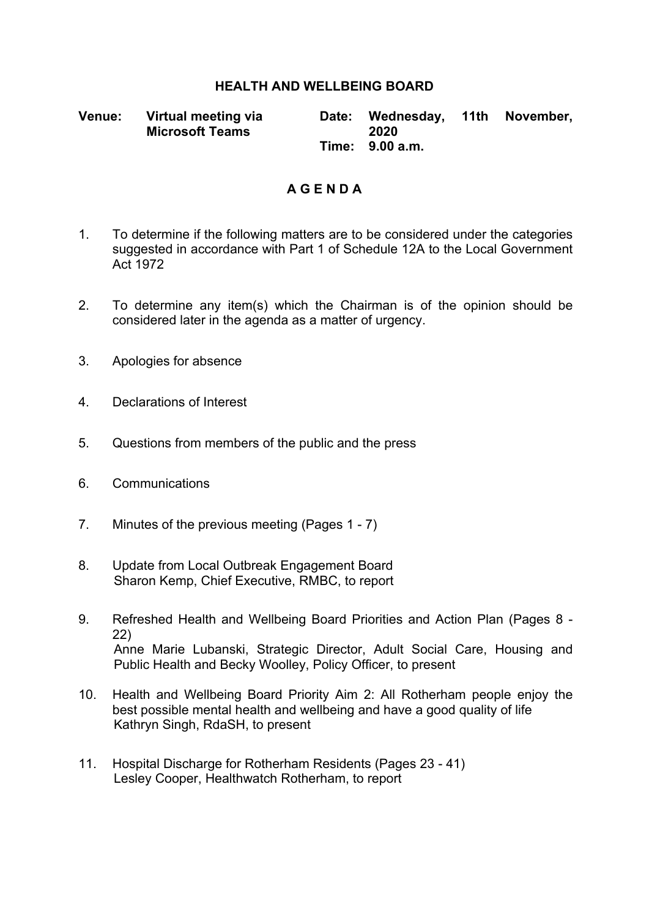# HEALTH AND WELLBEING BOARD

**Venue:** **Virtual meeting via Microsoft Teams**

**Date:** **Wednesday, 11th November, 2020**

**Time:** **9.00 a.m.**

## A G E N D A

1. To determine if the following matters are to be considered under the categories suggested in accordance with Part 1 of Schedule 12A to the Local Government Act 1972

2. To determine any item(s) which the Chairman is of the opinion should be considered later in the agenda as a matter of urgency.

3. Apologies for absence

4. Declarations of Interest

5. Questions from members of the public and the press

6. Communications

7. Minutes of the previous meeting (Pages 1 - 7)

8. Update from Local Outbreak Engagement Board
   Sharon Kemp, Chief Executive, RMBC, to report

9. Refreshed Health and Wellbeing Board Priorities and Action Plan (Pages 8 - 22)
   Anne Marie Lubanski, Strategic Director, Adult Social Care, Housing and Public Health and Becky Woolley, Policy Officer, to present

10. Health and Wellbeing Board Priority Aim 2: All Rotherham people enjoy the best possible mental health and wellbeing and have a good quality of life
    Kathryn Singh, RdaSH, to present

11. Hospital Discharge for Rotherham Residents (Pages 23 - 41)
    Lesley Cooper, Healthwatch Rotherham, to report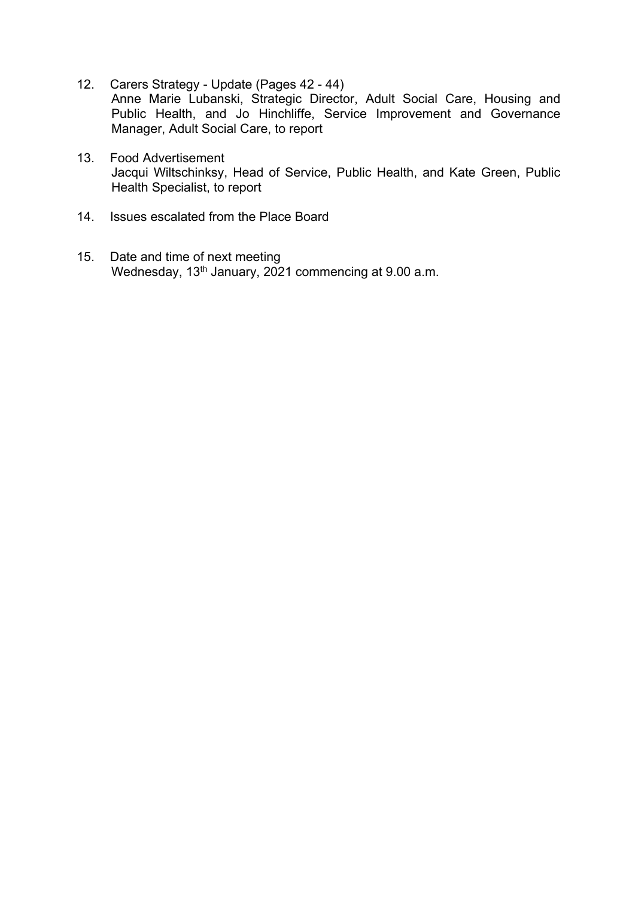12. Carers Strategy - Update (Pages 42 - 44)
    Anne Marie Lubanski, Strategic Director, Adult Social Care, Housing and Public Health, and Jo Hinchliffe, Service Improvement and Governance Manager, Adult Social Care, to report

13. Food Advertisement
    Jacqui Wiltschinksy, Head of Service, Public Health, and Kate Green, Public Health Specialist, to report

14. Issues escalated from the Place Board

15. Date and time of next meeting
    Wednesday, 13th January, 2021 commencing at 9.00 a.m.